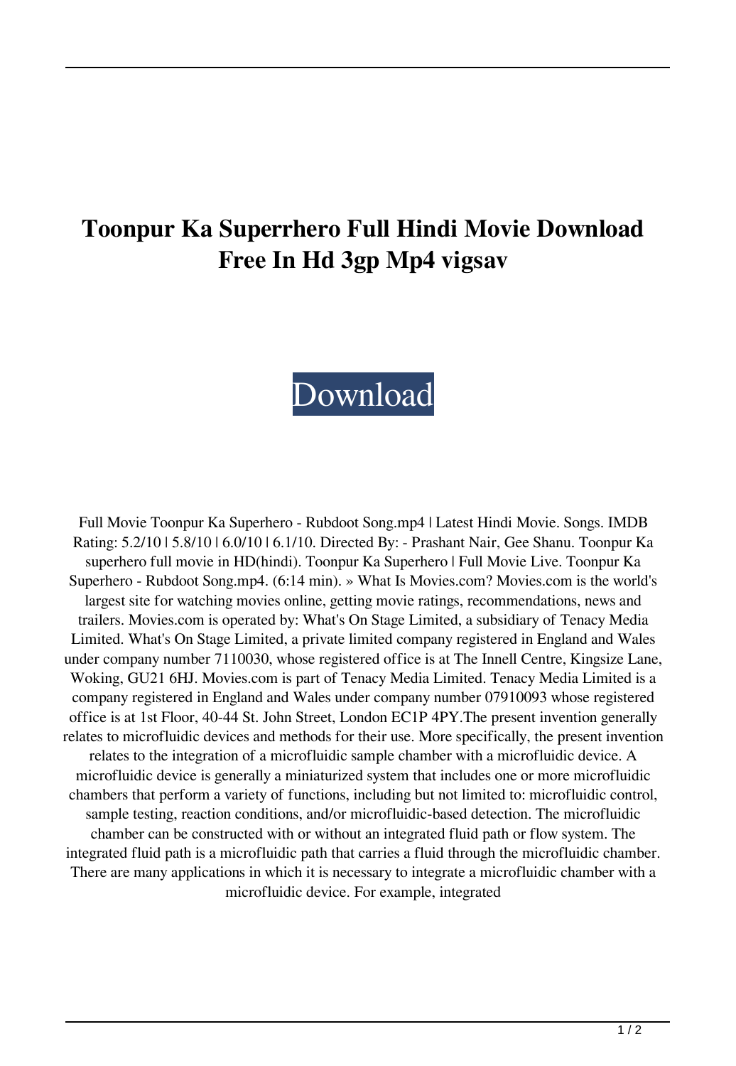# Toonpur Ka Superrhero Full Hindi Movie Download Free In Hd 3gp Mp4 vigsav

Download

Full Movie Toonpur Ka Superhero - Rubdoot Song.mp4 | Latest Hindi Movie. Songs. IMDB Rating: 5.2/10 | 5.8/10 | 6.0/10 | 6.1/10. Directed By: - Prashant Nair, Gee Shanu. Toonpur Ka superhero full movie in HD(hindi). Toonpur Ka Superhero | Full Movie Live. Toonpur Ka Superhero - Rubdoot Song.mp4. (6:14 min). » What Is Movies.com? Movies.com is the world's largest site for watching movies online, getting movie ratings, recommendations, news and trailers. Movies.com is operated by: What's On Stage Limited, a subsidiary of Tenacy Media Limited. What's On Stage Limited, a private limited company registered in England and Wales under company number 7110030, whose registered office is at The Innell Centre, Kingsize Lane, Woking, GU21 6HJ. Movies.com is part of Tenacy Media Limited. Tenacy Media Limited is a company registered in England and Wales under company number 07910093 whose registered office is at 1st Floor, 40-44 St. John Street, London EC1P 4PY.The present invention generally relates to microfluidic devices and methods for their use. More specifically, the present invention relates to the integration of a microfluidic sample chamber with a microfluidic device. A microfluidic device is generally a miniaturized system that includes one or more microfluidic chambers that perform a variety of functions, including but not limited to: microfluidic control, sample testing, reaction conditions, and/or microfluidic-based detection. The microfluidic chamber can be constructed with or without an integrated fluid path or flow system. The integrated fluid path is a microfluidic path that carries a fluid through the microfluidic chamber. There are many applications in which it is necessary to integrate a microfluidic chamber with a microfluidic device. For example, integrated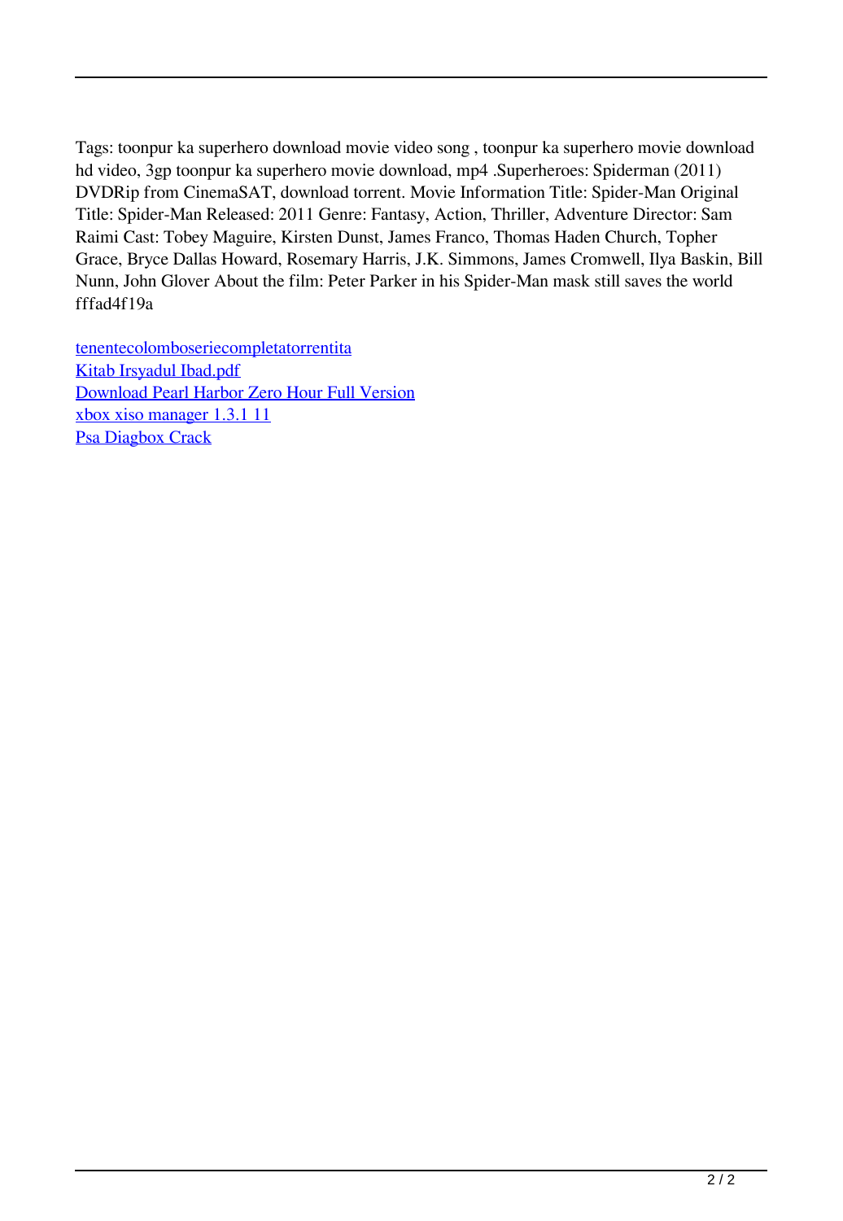Tags: toonpur ka superhero download movie video song , toonpur ka superhero movie download hd video, 3gp toonpur ka superhero movie download, mp4 .Superheroes: Spiderman (2011) DVDRip from CinemaSAT, download torrent. Movie Information Title: Spider-Man Original Title: Spider-Man Released: 2011 Genre: Fantasy, Action, Thriller, Adventure Director: Sam Raimi Cast: Tobey Maguire, Kirsten Dunst, James Franco, Thomas Haden Church, Topher Grace, Bryce Dallas Howard, Rosemary Harris, J.K. Simmons, James Cromwell, Ilya Baskin, Bill Nunn, John Glover About the film: Peter Parker in his Spider-Man mask still saves the world fffad4f19a

tenentecolomboseriecompletatorrentita
Kitab Irsyadul Ibad.pdf
Download Pearl Harbor Zero Hour Full Version
xbox xiso manager 1.3.1 11
Psa Diagbox Crack